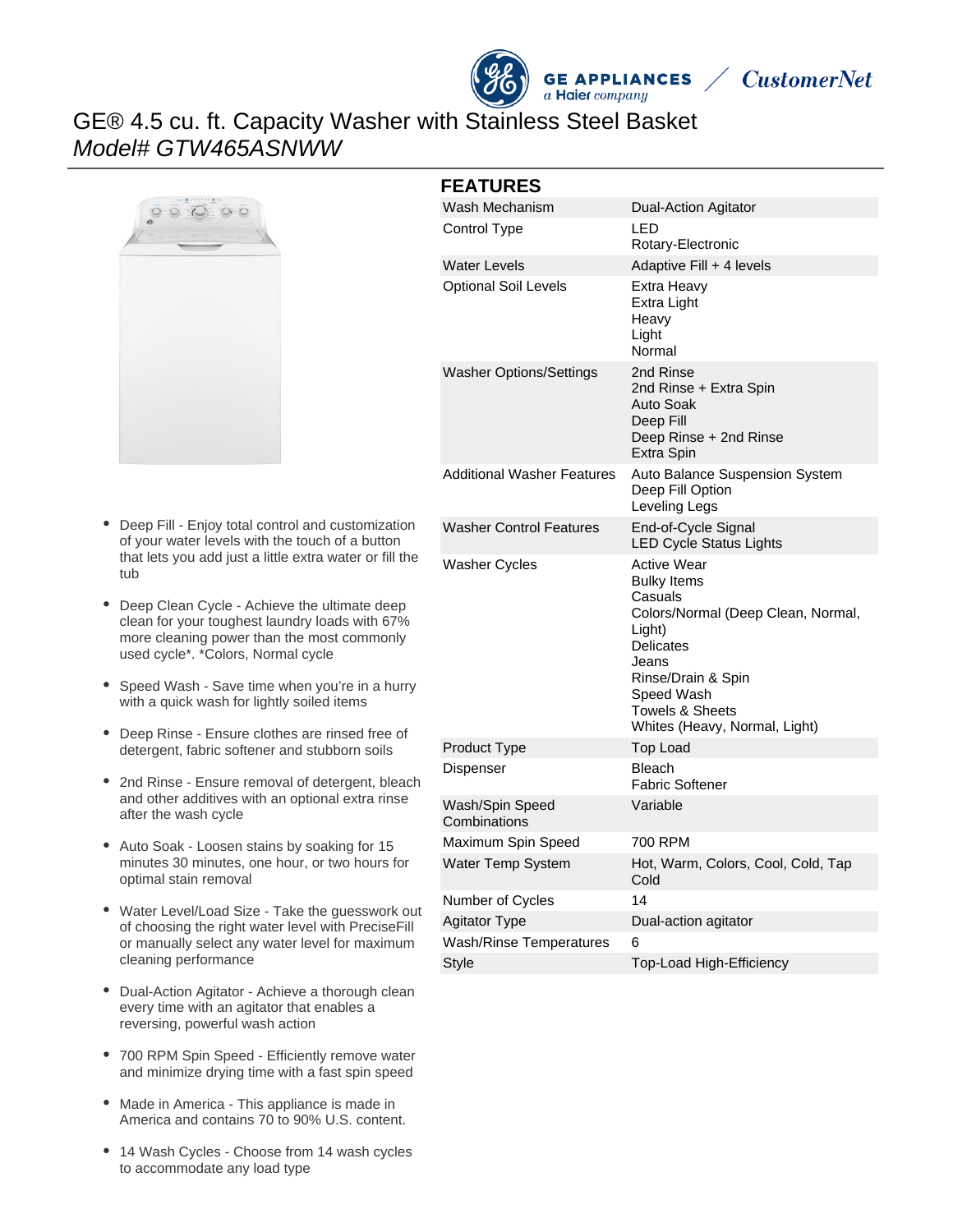# GE® 4.5 cu. ft. Capacity Washer with Stainless Steel Basket

*Model# GTW465ASNWW*

- Deep Fill - Enjoy total control and customization of your water levels with the touch of a button that lets you add just a little extra water or fill the tub
- Deep Clean Cycle - Achieve the ultimate deep clean for your toughest laundry loads with 67% more cleaning power than the most commonly used cycle*. *Colors, Normal cycle
- Speed Wash - Save time when you're in a hurry with a quick wash for lightly soiled items
- Deep Rinse - Ensure clothes are rinsed free of detergent, fabric softener and stubborn soils
- 2nd Rinse - Ensure removal of detergent, bleach and other additives with an optional extra rinse after the wash cycle
- Auto Soak - Loosen stains by soaking for 15 minutes 30 minutes, one hour, or two hours for optimal stain removal
- Water Level/Load Size - Take the guesswork out of choosing the right water level with PreciseFill or manually select any water level for maximum cleaning performance
- Dual-Action Agitator - Achieve a thorough clean every time with an agitator that enables a reversing, powerful wash action
- 700 RPM Spin Speed - Efficiently remove water and minimize drying time with a fast spin speed
- Made in America - This appliance is made in America and contains 70 to 90% U.S. content.
- 14 Wash Cycles - Choose from 14 wash cycles to accommodate any load type

## FEATURES

| | |
|---|---|
| Wash Mechanism | Dual-Action Agitator |
| Control Type | LED<br>Rotary-Electronic |
| Water Levels | Adaptive Fill + 4 levels |
| Optional Soil Levels | Extra Heavy<br>Extra Light<br>Heavy<br>Light<br>Normal |
| Washer Options/Settings | 2nd Rinse<br>2nd Rinse + Extra Spin<br>Auto Soak<br>Deep Fill<br>Deep Rinse + 2nd Rinse<br>Extra Spin |
| Additional Washer Features | Auto Balance Suspension System<br>Deep Fill Option<br>Leveling Legs |
| Washer Control Features | End-of-Cycle Signal<br>LED Cycle Status Lights |
| Washer Cycles | Active Wear<br>Bulky Items<br>Casuals<br>Colors/Normal (Deep Clean, Normal, Light)<br>Delicates<br>Jeans<br>Rinse/Drain & Spin<br>Speed Wash<br>Towels & Sheets<br>Whites (Heavy, Normal, Light) |
| Product Type | Top Load |
| Dispenser | Bleach<br>Fabric Softener |
| Wash/Spin Speed Combinations | Variable |
| Maximum Spin Speed | 700 RPM |
| Water Temp System | Hot, Warm, Colors, Cool, Cold, Tap Cold |
| Number of Cycles | 14 |
| Agitator Type | Dual-action agitator |
| Wash/Rinse Temperatures | 6 |
| Style | Top-Load High-Efficiency |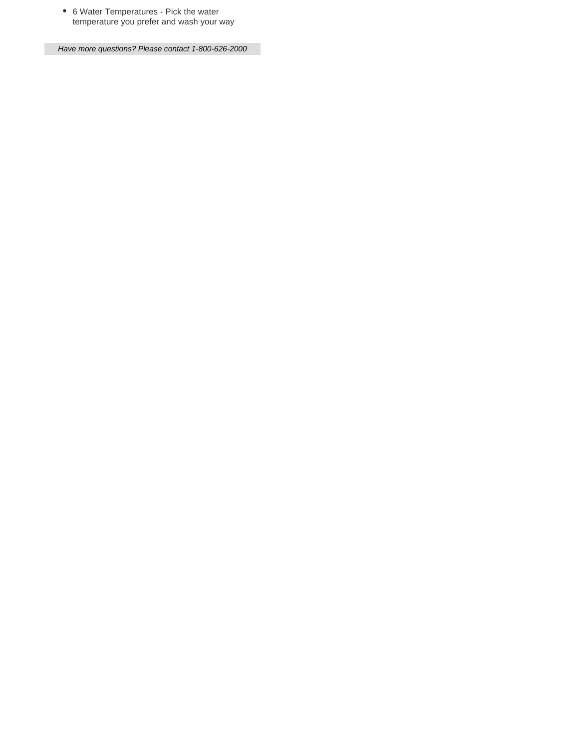- 6 Water Temperatures - Pick the water temperature you prefer and wash your way

*Have more questions? Please contact 1-800-626-2000*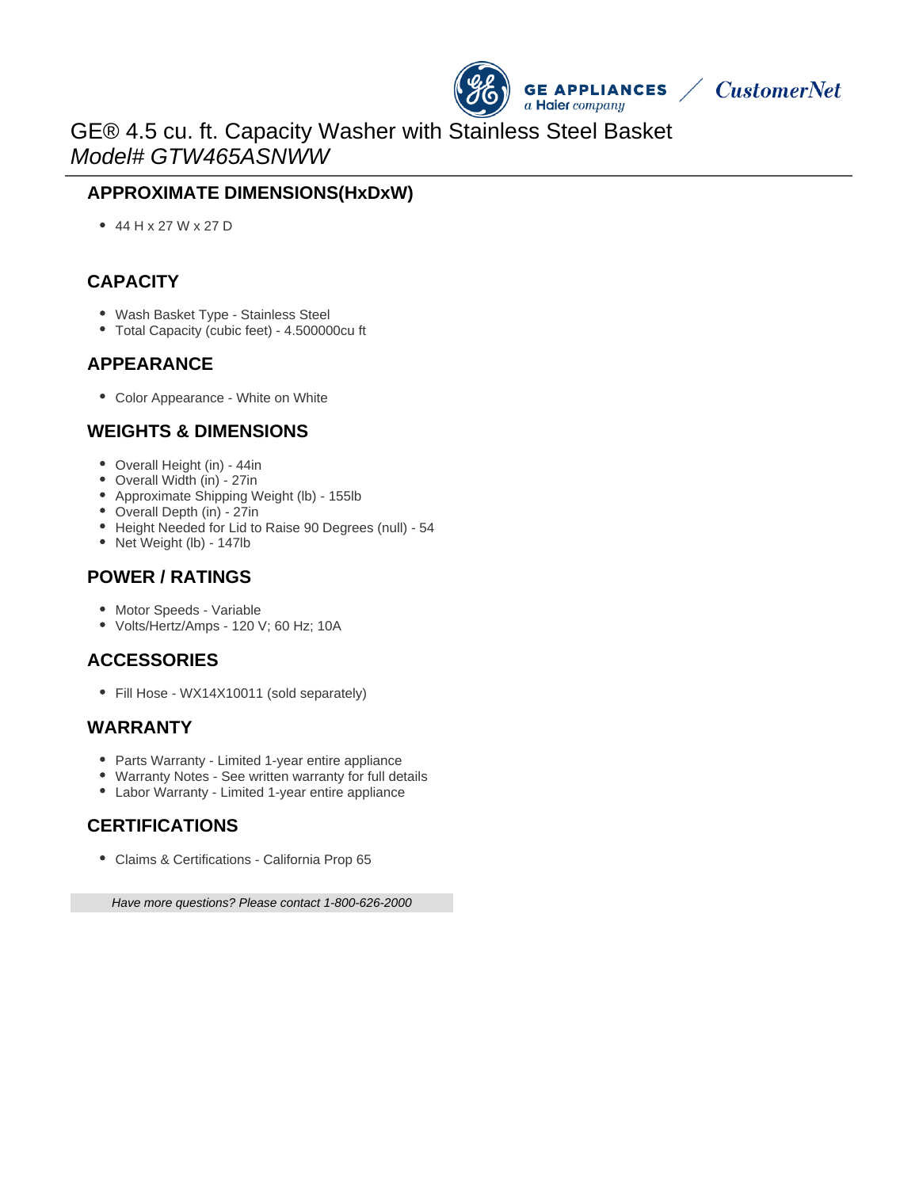# GE® 4.5 cu. ft. Capacity Washer with Stainless Steel Basket
*Model# GTW465ASNWW*

## APPROXIMATE DIMENSIONS(HxDxW)

- 44 H x 27 W x 27 D

## CAPACITY

- Wash Basket Type - Stainless Steel
- Total Capacity (cubic feet) - 4.500000cu ft

## APPEARANCE

- Color Appearance - White on White

## WEIGHTS & DIMENSIONS

- Overall Height (in) - 44in
- Overall Width (in) - 27in
- Approximate Shipping Weight (lb) - 155lb
- Overall Depth (in) - 27in
- Height Needed for Lid to Raise 90 Degrees (null) - 54
- Net Weight (lb) - 147lb

## POWER / RATINGS

- Motor Speeds - Variable
- Volts/Hertz/Amps - 120 V; 60 Hz; 10A

## ACCESSORIES

- Fill Hose - WX14X10011 (sold separately)

## WARRANTY

- Parts Warranty - Limited 1-year entire appliance
- Warranty Notes - See written warranty for full details
- Labor Warranty - Limited 1-year entire appliance

## CERTIFICATIONS

- Claims & Certifications - California Prop 65

*Have more questions? Please contact 1-800-626-2000*